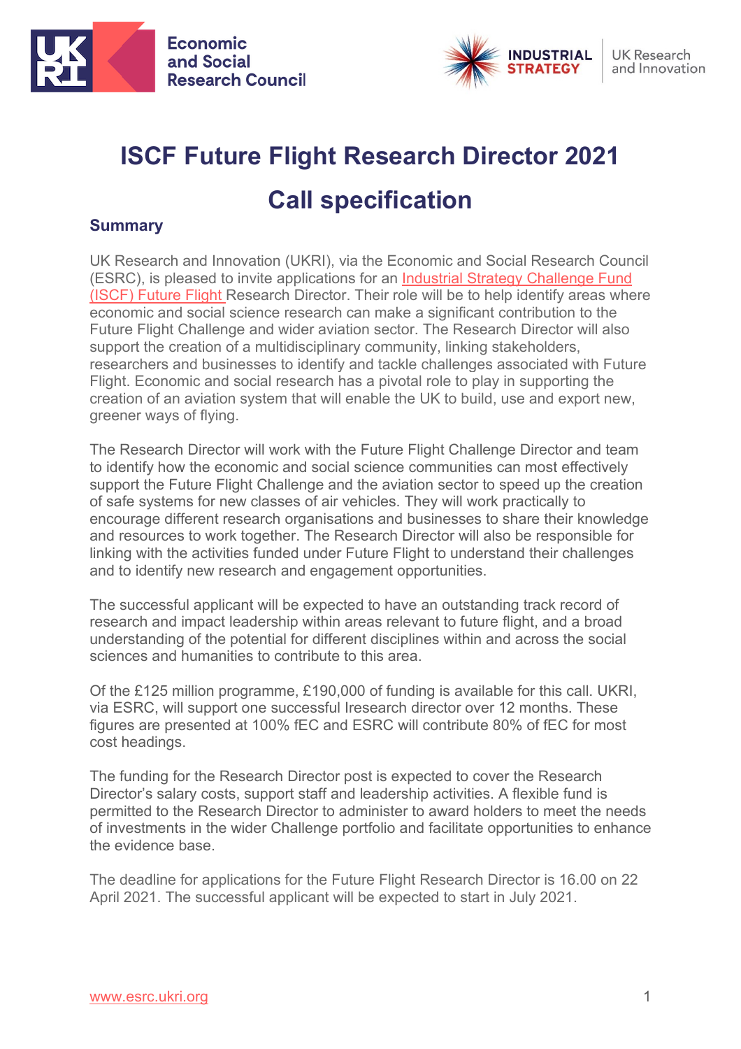# ISCF Future Flight Research Director 2021

# Call specification

## Summary

UK Research and Innovation (UKRI), via the Economic and Social Research Council (ESRC), is pleased to invite applications for an Industrial Strategy Challenge Fund (ISCF) Future Flight Research Director. Their role will be to help identify areas where economic and social science research can make a significant contribution to the Future Flight Challenge and wider aviation sector. The Research Director will also support the creation of a multidisciplinary community, linking stakeholders, researchers and businesses to identify and tackle challenges associated with Future Flight. Economic and social research has a pivotal role to play in supporting the creation of an aviation system that will enable the UK to build, use and export new, greener ways of flying.

The Research Director will work with the Future Flight Challenge Director and team to identify how the economic and social science communities can most effectively support the Future Flight Challenge and the aviation sector to speed up the creation of safe systems for new classes of air vehicles. They will work practically to encourage different research organisations and businesses to share their knowledge and resources to work together. The Research Director will also be responsible for linking with the activities funded under Future Flight to understand their challenges and to identify new research and engagement opportunities.

The successful applicant will be expected to have an outstanding track record of research and impact leadership within areas relevant to future flight, and a broad understanding of the potential for different disciplines within and across the social sciences and humanities to contribute to this area.

Of the £125 million programme, £190,000 of funding is available for this call. UKRI, via ESRC, will support one successful Iresearch director over 12 months. These figures are presented at 100% fEC and ESRC will contribute 80% of fEC for most cost headings.

The funding for the Research Director post is expected to cover the Research Director's salary costs, support staff and leadership activities. A flexible fund is permitted to the Research Director to administer to award holders to meet the needs of investments in the wider Challenge portfolio and facilitate opportunities to enhance the evidence base.

The deadline for applications for the Future Flight Research Director is 16.00 on 22 April 2021. The successful applicant will be expected to start in July 2021.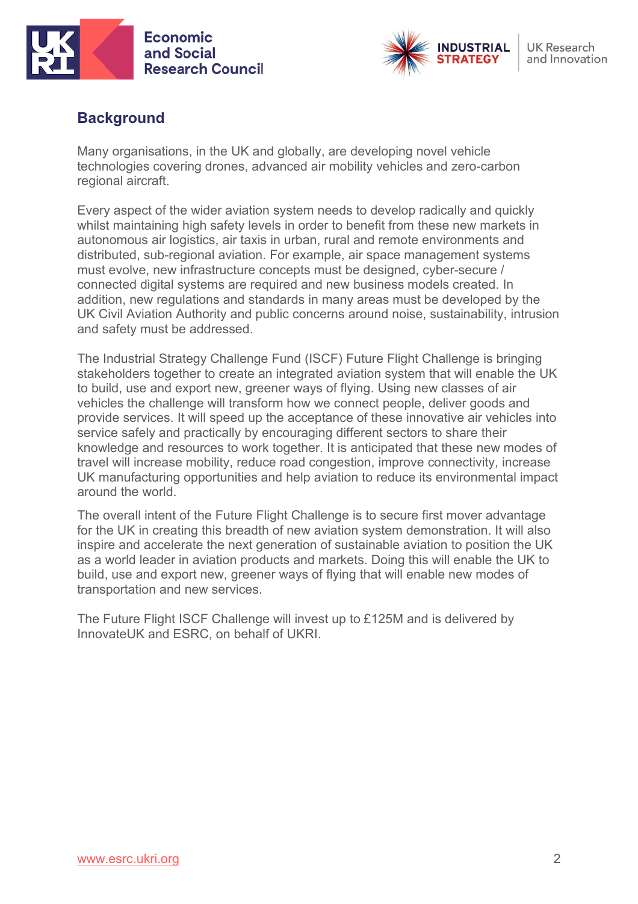## Background

Many organisations, in the UK and globally, are developing novel vehicle technologies covering drones, advanced air mobility vehicles and zero-carbon regional aircraft.

Every aspect of the wider aviation system needs to develop radically and quickly whilst maintaining high safety levels in order to benefit from these new markets in autonomous air logistics, air taxis in urban, rural and remote environments and distributed, sub-regional aviation. For example, air space management systems must evolve, new infrastructure concepts must be designed, cyber-secure / connected digital systems are required and new business models created. In addition, new regulations and standards in many areas must be developed by the UK Civil Aviation Authority and public concerns around noise, sustainability, intrusion and safety must be addressed.

The Industrial Strategy Challenge Fund (ISCF) Future Flight Challenge is bringing stakeholders together to create an integrated aviation system that will enable the UK to build, use and export new, greener ways of flying. Using new classes of air vehicles the challenge will transform how we connect people, deliver goods and provide services. It will speed up the acceptance of these innovative air vehicles into service safely and practically by encouraging different sectors to share their knowledge and resources to work together. It is anticipated that these new modes of travel will increase mobility, reduce road congestion, improve connectivity, increase UK manufacturing opportunities and help aviation to reduce its environmental impact around the world.

The overall intent of the Future Flight Challenge is to secure first mover advantage for the UK in creating this breadth of new aviation system demonstration. It will also inspire and accelerate the next generation of sustainable aviation to position the UK as a world leader in aviation products and markets. Doing this will enable the UK to build, use and export new, greener ways of flying that will enable new modes of transportation and new services.

The Future Flight ISCF Challenge will invest up to £125M and is delivered by InnovateUK and ESRC, on behalf of UKRI.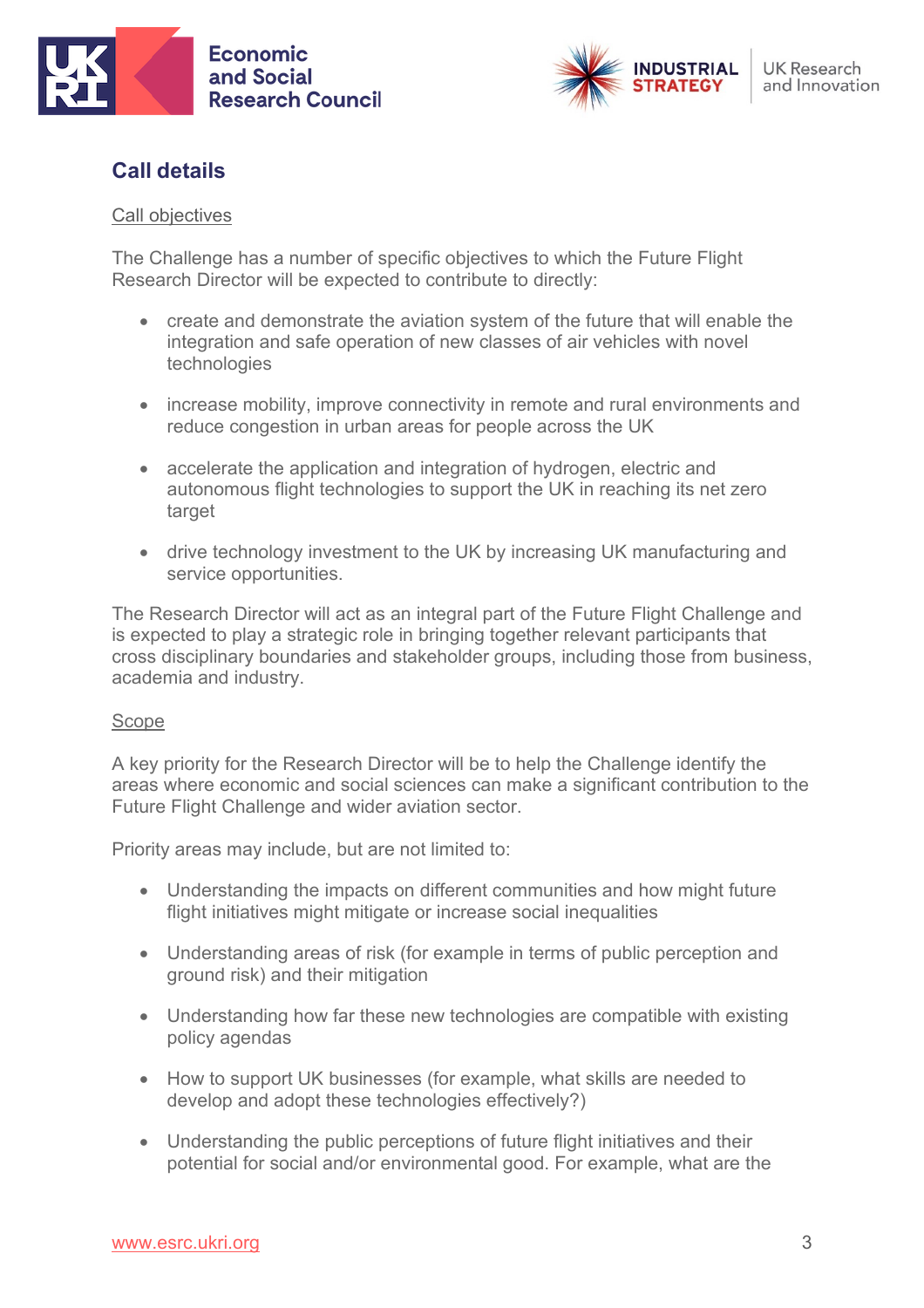## Call details

Call objectives

The Challenge has a number of specific objectives to which the Future Flight Research Director will be expected to contribute to directly:

- create and demonstrate the aviation system of the future that will enable the integration and safe operation of new classes of air vehicles with novel technologies
- increase mobility, improve connectivity in remote and rural environments and reduce congestion in urban areas for people across the UK
- accelerate the application and integration of hydrogen, electric and autonomous flight technologies to support the UK in reaching its net zero target
- drive technology investment to the UK by increasing UK manufacturing and service opportunities.

The Research Director will act as an integral part of the Future Flight Challenge and is expected to play a strategic role in bringing together relevant participants that cross disciplinary boundaries and stakeholder groups, including those from business, academia and industry.

Scope

A key priority for the Research Director will be to help the Challenge identify the areas where economic and social sciences can make a significant contribution to the Future Flight Challenge and wider aviation sector.

Priority areas may include, but are not limited to:

- Understanding the impacts on different communities and how might future flight initiatives might mitigate or increase social inequalities
- Understanding areas of risk (for example in terms of public perception and ground risk) and their mitigation
- Understanding how far these new technologies are compatible with existing policy agendas
- How to support UK businesses (for example, what skills are needed to develop and adopt these technologies effectively?)
- Understanding the public perceptions of future flight initiatives and their potential for social and/or environmental good. For example, what are the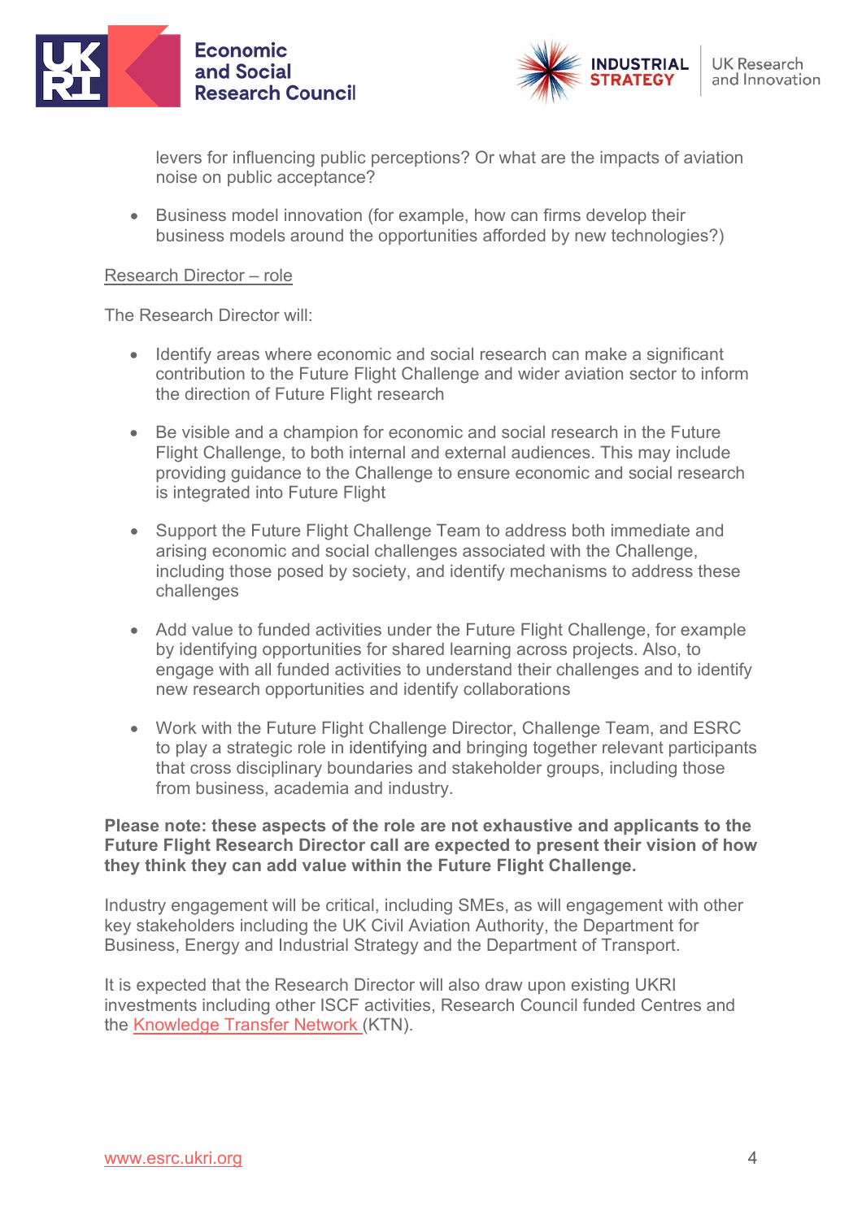levers for influencing public perceptions? Or what are the impacts of aviation noise on public acceptance?

- Business model innovation (for example, how can firms develop their business models around the opportunities afforded by new technologies?)

Research Director – role

The Research Director will:

- Identify areas where economic and social research can make a significant contribution to the Future Flight Challenge and wider aviation sector to inform the direction of Future Flight research

- Be visible and a champion for economic and social research in the Future Flight Challenge, to both internal and external audiences. This may include providing guidance to the Challenge to ensure economic and social research is integrated into Future Flight

- Support the Future Flight Challenge Team to address both immediate and arising economic and social challenges associated with the Challenge, including those posed by society, and identify mechanisms to address these challenges

- Add value to funded activities under the Future Flight Challenge, for example by identifying opportunities for shared learning across projects. Also, to engage with all funded activities to understand their challenges and to identify new research opportunities and identify collaborations

- Work with the Future Flight Challenge Director, Challenge Team, and ESRC to play a strategic role in identifying and bringing together relevant participants that cross disciplinary boundaries and stakeholder groups, including those from business, academia and industry.

**Please note: these aspects of the role are not exhaustive and applicants to the Future Flight Research Director call are expected to present their vision of how they think they can add value within the Future Flight Challenge.**

Industry engagement will be critical, including SMEs, as will engagement with other key stakeholders including the UK Civil Aviation Authority, the Department for Business, Energy and Industrial Strategy and the Department of Transport.

It is expected that the Research Director will also draw upon existing UKRI investments including other ISCF activities, Research Council funded Centres and the Knowledge Transfer Network (KTN).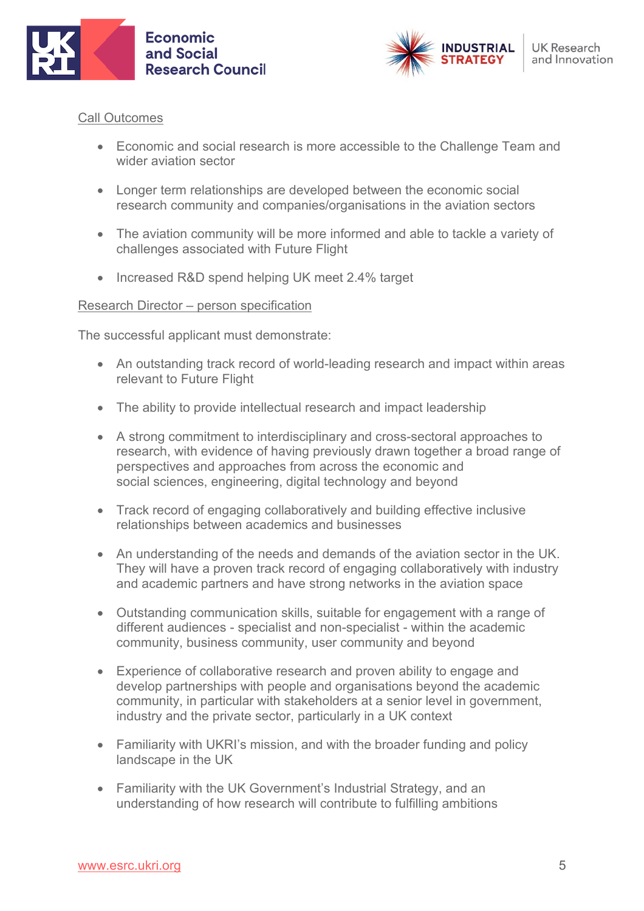Call Outcomes

- Economic and social research is more accessible to the Challenge Team and wider aviation sector
- Longer term relationships are developed between the economic social research community and companies/organisations in the aviation sectors
- The aviation community will be more informed and able to tackle a variety of challenges associated with Future Flight
- Increased R&D spend helping UK meet 2.4% target

Research Director – person specification

The successful applicant must demonstrate:

- An outstanding track record of world-leading research and impact within areas relevant to Future Flight
- The ability to provide intellectual research and impact leadership
- A strong commitment to interdisciplinary and cross-sectoral approaches to research, with evidence of having previously drawn together a broad range of perspectives and approaches from across the economic and social sciences, engineering, digital technology and beyond
- Track record of engaging collaboratively and building effective inclusive relationships between academics and businesses
- An understanding of the needs and demands of the aviation sector in the UK. They will have a proven track record of engaging collaboratively with industry and academic partners and have strong networks in the aviation space
- Outstanding communication skills, suitable for engagement with a range of different audiences - specialist and non-specialist - within the academic community, business community, user community and beyond
- Experience of collaborative research and proven ability to engage and develop partnerships with people and organisations beyond the academic community, in particular with stakeholders at a senior level in government, industry and the private sector, particularly in a UK context
- Familiarity with UKRI's mission, and with the broader funding and policy landscape in the UK
- Familiarity with the UK Government's Industrial Strategy, and an understanding of how research will contribute to fulfilling ambitions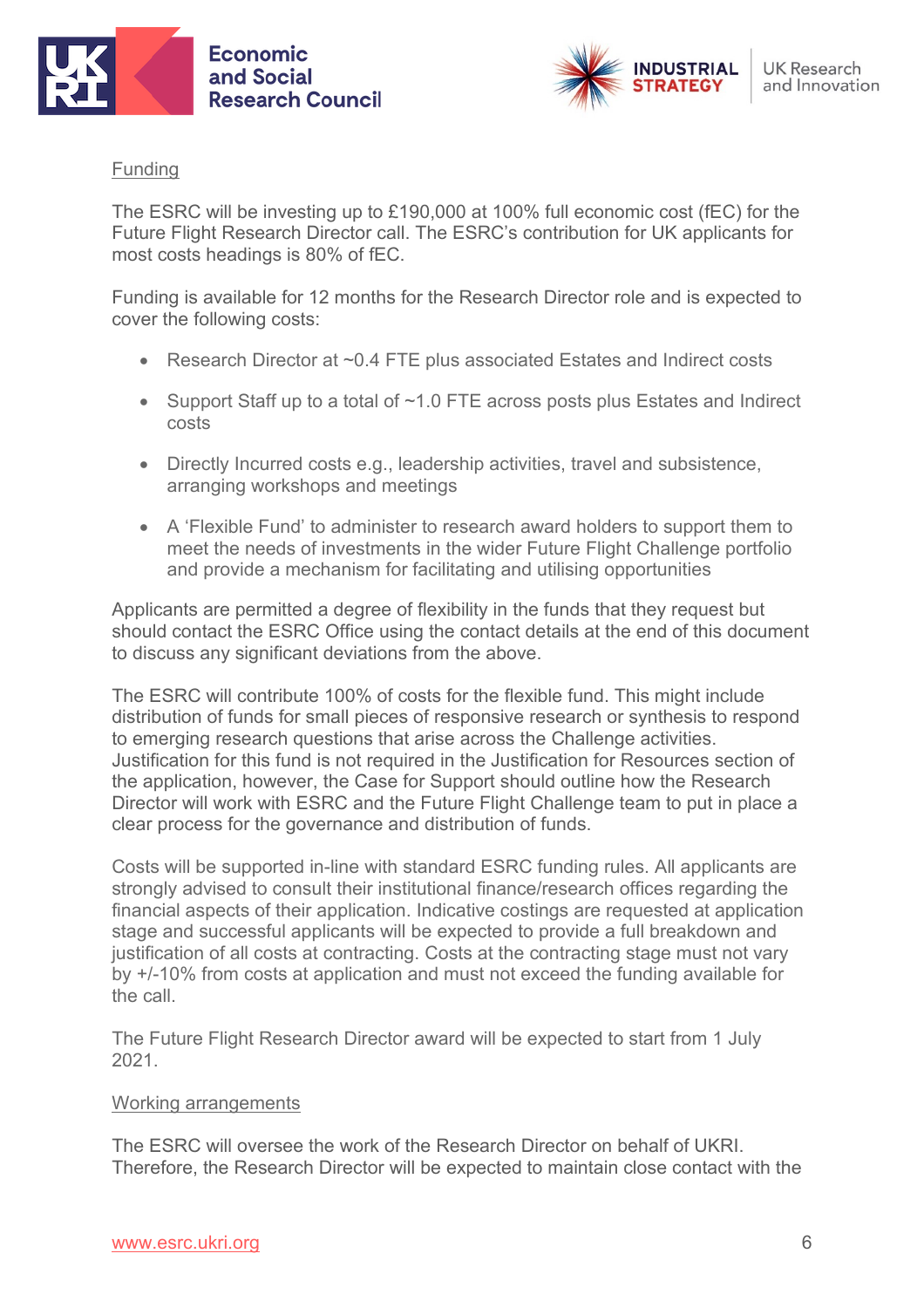Funding

The ESRC will be investing up to £190,000 at 100% full economic cost (fEC) for the Future Flight Research Director call. The ESRC's contribution for UK applicants for most costs headings is 80% of fEC.

Funding is available for 12 months for the Research Director role and is expected to cover the following costs:

- Research Director at ~0.4 FTE plus associated Estates and Indirect costs
- Support Staff up to a total of ~1.0 FTE across posts plus Estates and Indirect costs
- Directly Incurred costs e.g., leadership activities, travel and subsistence, arranging workshops and meetings
- A 'Flexible Fund' to administer to research award holders to support them to meet the needs of investments in the wider Future Flight Challenge portfolio and provide a mechanism for facilitating and utilising opportunities

Applicants are permitted a degree of flexibility in the funds that they request but should contact the ESRC Office using the contact details at the end of this document to discuss any significant deviations from the above.

The ESRC will contribute 100% of costs for the flexible fund. This might include distribution of funds for small pieces of responsive research or synthesis to respond to emerging research questions that arise across the Challenge activities. Justification for this fund is not required in the Justification for Resources section of the application, however, the Case for Support should outline how the Research Director will work with ESRC and the Future Flight Challenge team to put in place a clear process for the governance and distribution of funds.

Costs will be supported in-line with standard ESRC funding rules. All applicants are strongly advised to consult their institutional finance/research offices regarding the financial aspects of their application. Indicative costings are requested at application stage and successful applicants will be expected to provide a full breakdown and justification of all costs at contracting. Costs at the contracting stage must not vary by +/-10% from costs at application and must not exceed the funding available for the call.

The Future Flight Research Director award will be expected to start from 1 July 2021.

Working arrangements

The ESRC will oversee the work of the Research Director on behalf of UKRI. Therefore, the Research Director will be expected to maintain close contact with the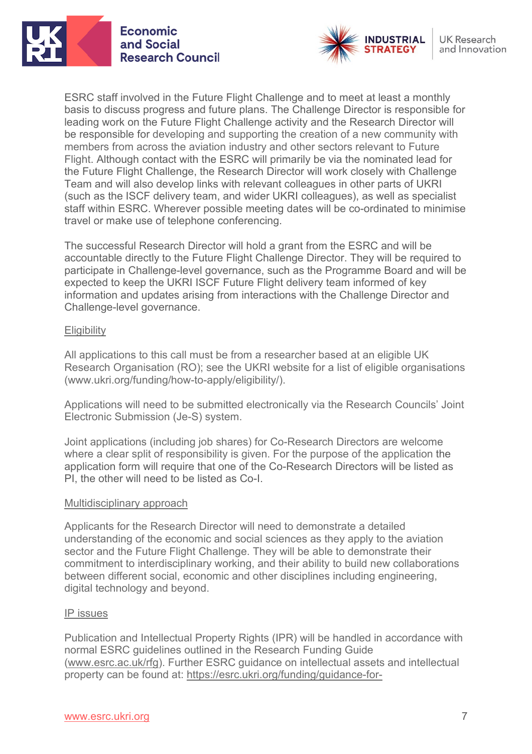ESRC staff involved in the Future Flight Challenge and to meet at least a monthly basis to discuss progress and future plans. The Challenge Director is responsible for leading work on the Future Flight Challenge activity and the Research Director will be responsible for developing and supporting the creation of a new community with members from across the aviation industry and other sectors relevant to Future Flight. Although contact with the ESRC will primarily be via the nominated lead for the Future Flight Challenge, the Research Director will work closely with Challenge Team and will also develop links with relevant colleagues in other parts of UKRI (such as the ISCF delivery team, and wider UKRI colleagues), as well as specialist staff within ESRC. Wherever possible meeting dates will be co-ordinated to minimise travel or make use of telephone conferencing.

The successful Research Director will hold a grant from the ESRC and will be accountable directly to the Future Flight Challenge Director. They will be required to participate in Challenge-level governance, such as the Programme Board and will be expected to keep the UKRI ISCF Future Flight delivery team informed of key information and updates arising from interactions with the Challenge Director and Challenge-level governance.

## Eligibility

All applications to this call must be from a researcher based at an eligible UK Research Organisation (RO); see the UKRI website for a list of eligible organisations (www.ukri.org/funding/how-to-apply/eligibility/).

Applications will need to be submitted electronically via the Research Councils' Joint Electronic Submission (Je-S) system.

Joint applications (including job shares) for Co-Research Directors are welcome where a clear split of responsibility is given. For the purpose of the application the application form will require that one of the Co-Research Directors will be listed as PI, the other will need to be listed as Co-I.

## Multidisciplinary approach

Applicants for the Research Director will need to demonstrate a detailed understanding of the economic and social sciences as they apply to the aviation sector and the Future Flight Challenge. They will be able to demonstrate their commitment to interdisciplinary working, and their ability to build new collaborations between different social, economic and other disciplines including engineering, digital technology and beyond.

## IP issues

Publication and Intellectual Property Rights (IPR) will be handled in accordance with normal ESRC guidelines outlined in the Research Funding Guide (www.esrc.ac.uk/rfg). Further ESRC guidance on intellectual assets and intellectual property can be found at: https://esrc.ukri.org/funding/guidance-for-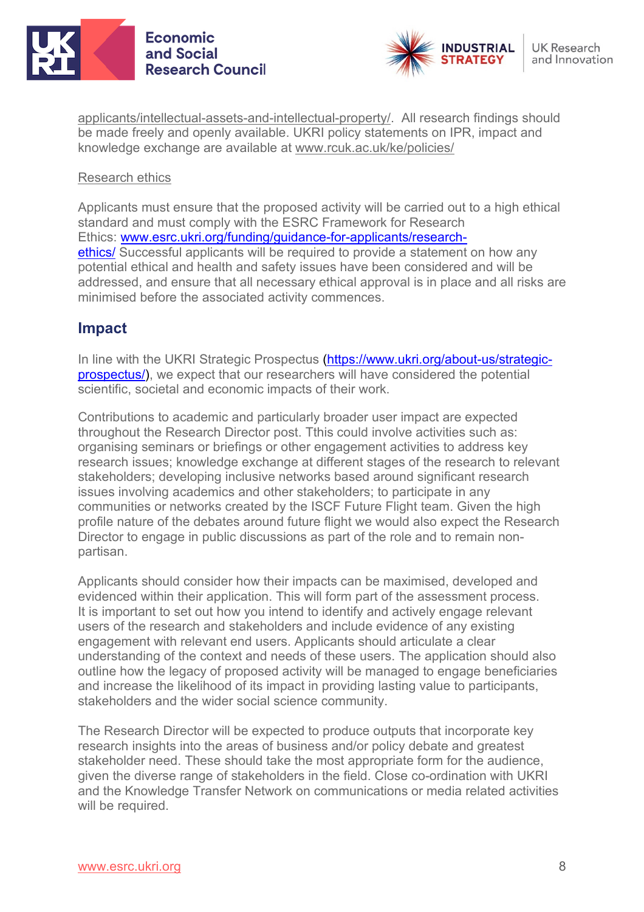applicants/intellectual-assets-and-intellectual-property/. All research findings should be made freely and openly available. UKRI policy statements on IPR, impact and knowledge exchange are available at www.rcuk.ac.uk/ke/policies/

Research ethics

Applicants must ensure that the proposed activity will be carried out to a high ethical standard and must comply with the ESRC Framework for Research Ethics: www.esrc.ukri.org/funding/guidance-for-applicants/research-ethics/ Successful applicants will be required to provide a statement on how any potential ethical and health and safety issues have been considered and will be addressed, and ensure that all necessary ethical approval is in place and all risks are minimised before the associated activity commences.

## Impact

In line with the UKRI Strategic Prospectus (https://www.ukri.org/about-us/strategic-prospectus/), we expect that our researchers will have considered the potential scientific, societal and economic impacts of their work.

Contributions to academic and particularly broader user impact are expected throughout the Research Director post. Tthis could involve activities such as: organising seminars or briefings or other engagement activities to address key research issues; knowledge exchange at different stages of the research to relevant stakeholders; developing inclusive networks based around significant research issues involving academics and other stakeholders; to participate in any communities or networks created by the ISCF Future Flight team. Given the high profile nature of the debates around future flight we would also expect the Research Director to engage in public discussions as part of the role and to remain non-partisan.

Applicants should consider how their impacts can be maximised, developed and evidenced within their application. This will form part of the assessment process. It is important to set out how you intend to identify and actively engage relevant users of the research and stakeholders and include evidence of any existing engagement with relevant end users. Applicants should articulate a clear understanding of the context and needs of these users. The application should also outline how the legacy of proposed activity will be managed to engage beneficiaries and increase the likelihood of its impact in providing lasting value to participants, stakeholders and the wider social science community.

The Research Director will be expected to produce outputs that incorporate key research insights into the areas of business and/or policy debate and greatest stakeholder need. These should take the most appropriate form for the audience, given the diverse range of stakeholders in the field. Close co-ordination with UKRI and the Knowledge Transfer Network on communications or media related activities will be required.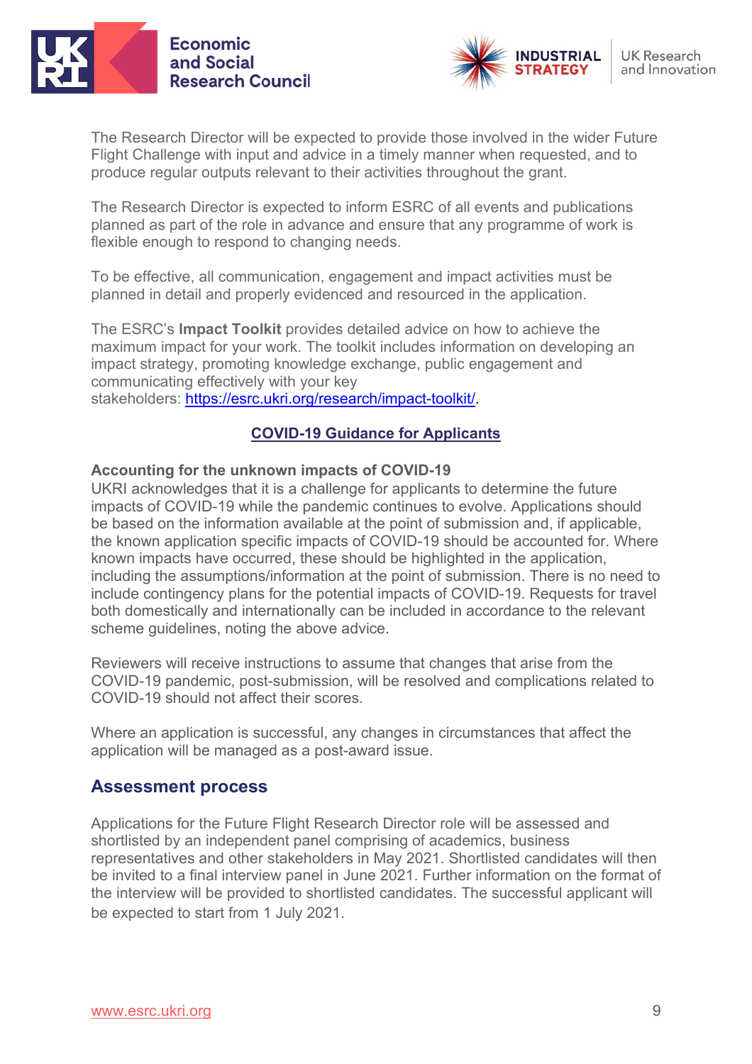The Research Director will be expected to provide those involved in the wider Future Flight Challenge with input and advice in a timely manner when requested, and to produce regular outputs relevant to their activities throughout the grant.

The Research Director is expected to inform ESRC of all events and publications planned as part of the role in advance and ensure that any programme of work is flexible enough to respond to changing needs.

To be effective, all communication, engagement and impact activities must be planned in detail and properly evidenced and resourced in the application.

The ESRC's **Impact Toolkit** provides detailed advice on how to achieve the maximum impact for your work. The toolkit includes information on developing an impact strategy, promoting knowledge exchange, public engagement and communicating effectively with your key stakeholders: [https://esrc.ukri.org/research/impact-toolkit/](https://esrc.ukri.org/research/impact-toolkit/).

**COVID-19 Guidance for Applicants**

**Accounting for the unknown impacts of COVID-19**

UKRI acknowledges that it is a challenge for applicants to determine the future impacts of COVID-19 while the pandemic continues to evolve. Applications should be based on the information available at the point of submission and, if applicable, the known application specific impacts of COVID-19 should be accounted for. Where known impacts have occurred, these should be highlighted in the application, including the assumptions/information at the point of submission. There is no need to include contingency plans for the potential impacts of COVID-19. Requests for travel both domestically and internationally can be included in accordance to the relevant scheme guidelines, noting the above advice.

Reviewers will receive instructions to assume that changes that arise from the COVID-19 pandemic, post-submission, will be resolved and complications related to COVID-19 should not affect their scores.

Where an application is successful, any changes in circumstances that affect the application will be managed as a post-award issue.

## Assessment process

Applications for the Future Flight Research Director role will be assessed and shortlisted by an independent panel comprising of academics, business representatives and other stakeholders in May 2021. Shortlisted candidates will then be invited to a final interview panel in June 2021. Further information on the format of the interview will be provided to shortlisted candidates. The successful applicant will be expected to start from 1 July 2021.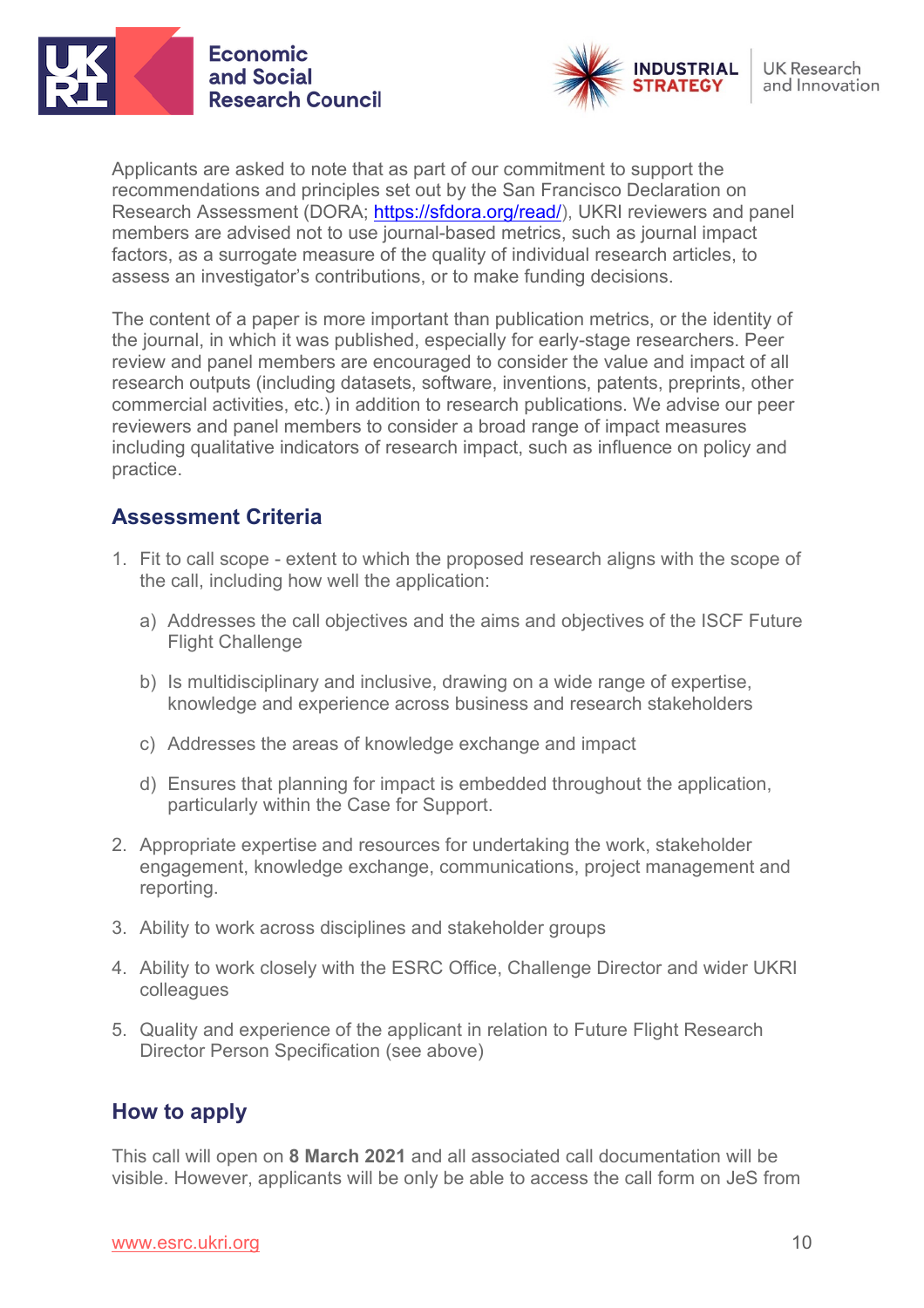Applicants are asked to note that as part of our commitment to support the recommendations and principles set out by the San Francisco Declaration on Research Assessment (DORA; https://sfdora.org/read/), UKRI reviewers and panel members are advised not to use journal-based metrics, such as journal impact factors, as a surrogate measure of the quality of individual research articles, to assess an investigator's contributions, or to make funding decisions.

The content of a paper is more important than publication metrics, or the identity of the journal, in which it was published, especially for early-stage researchers. Peer review and panel members are encouraged to consider the value and impact of all research outputs (including datasets, software, inventions, patents, preprints, other commercial activities, etc.) in addition to research publications. We advise our peer reviewers and panel members to consider a broad range of impact measures including qualitative indicators of research impact, such as influence on policy and practice.

## Assessment Criteria

1. Fit to call scope - extent to which the proposed research aligns with the scope of the call, including how well the application:

   a) Addresses the call objectives and the aims and objectives of the ISCF Future Flight Challenge

   b) Is multidisciplinary and inclusive, drawing on a wide range of expertise, knowledge and experience across business and research stakeholders

   c) Addresses the areas of knowledge exchange and impact

   d) Ensures that planning for impact is embedded throughout the application, particularly within the Case for Support.

2. Appropriate expertise and resources for undertaking the work, stakeholder engagement, knowledge exchange, communications, project management and reporting.

3. Ability to work across disciplines and stakeholder groups

4. Ability to work closely with the ESRC Office, Challenge Director and wider UKRI colleagues

5. Quality and experience of the applicant in relation to Future Flight Research Director Person Specification (see above)

## How to apply

This call will open on **8 March 2021** and all associated call documentation will be visible. However, applicants will be only be able to access the call form on JeS from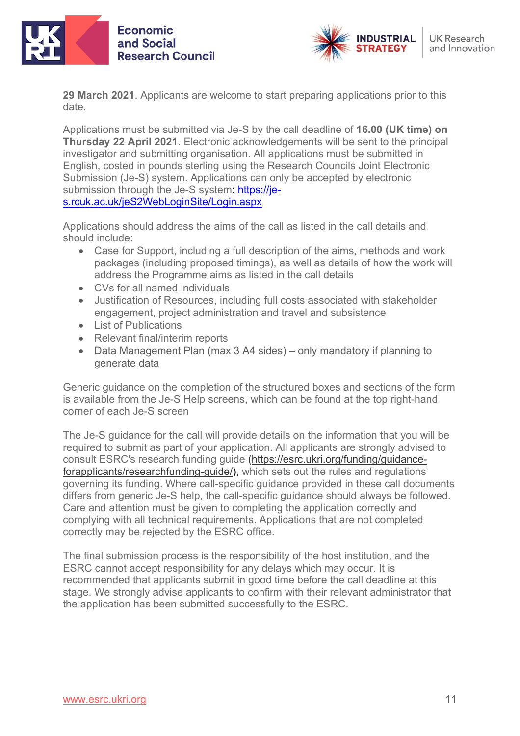**29 March 2021**. Applicants are welcome to start preparing applications prior to this date.

Applications must be submitted via Je-S by the call deadline of **16.00 (UK time) on Thursday 22 April 2021.** Electronic acknowledgements will be sent to the principal investigator and submitting organisation. All applications must be submitted in English, costed in pounds sterling using the Research Councils Joint Electronic Submission (Je-S) system. Applications can only be accepted by electronic submission through the Je-S system: [https://je-s.rcuk.ac.uk/jeS2WebLoginSite/Login.aspx](https://je-s.rcuk.ac.uk/jeS2WebLoginSite/Login.aspx)

Applications should address the aims of the call as listed in the call details and should include:

- Case for Support, including a full description of the aims, methods and work packages (including proposed timings), as well as details of how the work will address the Programme aims as listed in the call details
- CVs for all named individuals
- Justification of Resources, including full costs associated with stakeholder engagement, project administration and travel and subsistence
- List of Publications
- Relevant final/interim reports
- Data Management Plan (max 3 A4 sides) – only mandatory if planning to generate data

Generic guidance on the completion of the structured boxes and sections of the form is available from the Je-S Help screens, which can be found at the top right-hand corner of each Je-S screen

The Je-S guidance for the call will provide details on the information that you will be required to submit as part of your application. All applicants are strongly advised to consult ESRC's research funding guide (https://esrc.ukri.org/funding/guidance-forapplicants/researchfunding-guide/), which sets out the rules and regulations governing its funding. Where call-specific guidance provided in these call documents differs from generic Je-S help, the call-specific guidance should always be followed. Care and attention must be given to completing the application correctly and complying with all technical requirements. Applications that are not completed correctly may be rejected by the ESRC office.

The final submission process is the responsibility of the host institution, and the ESRC cannot accept responsibility for any delays which may occur. It is recommended that applicants submit in good time before the call deadline at this stage. We strongly advise applicants to confirm with their relevant administrator that the application has been submitted successfully to the ESRC.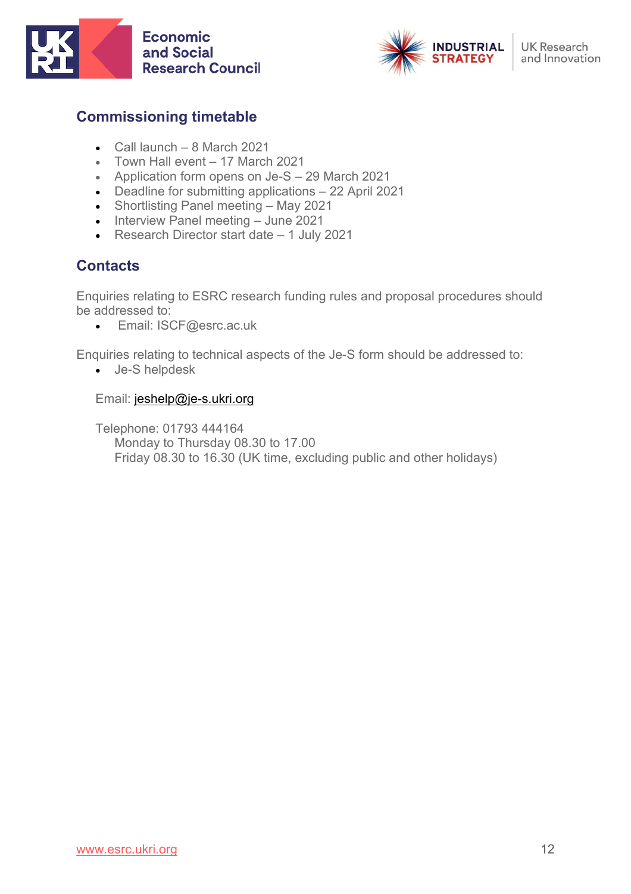## Commissioning timetable

- Call launch – 8 March 2021
- Town Hall event – 17 March 2021
- Application form opens on Je-S – 29 March 2021
- Deadline for submitting applications – 22 April 2021
- Shortlisting Panel meeting – May 2021
- Interview Panel meeting – June 2021
- Research Director start date – 1 July 2021

## Contacts

Enquiries relating to ESRC research funding rules and proposal procedures should be addressed to:

- Email: ISCF@esrc.ac.uk

Enquiries relating to technical aspects of the Je-S form should be addressed to:

- Je-S helpdesk

Email: jeshelp@je-s.ukri.org

Telephone: 01793 444164
Monday to Thursday 08.30 to 17.00
Friday 08.30 to 16.30 (UK time, excluding public and other holidays)